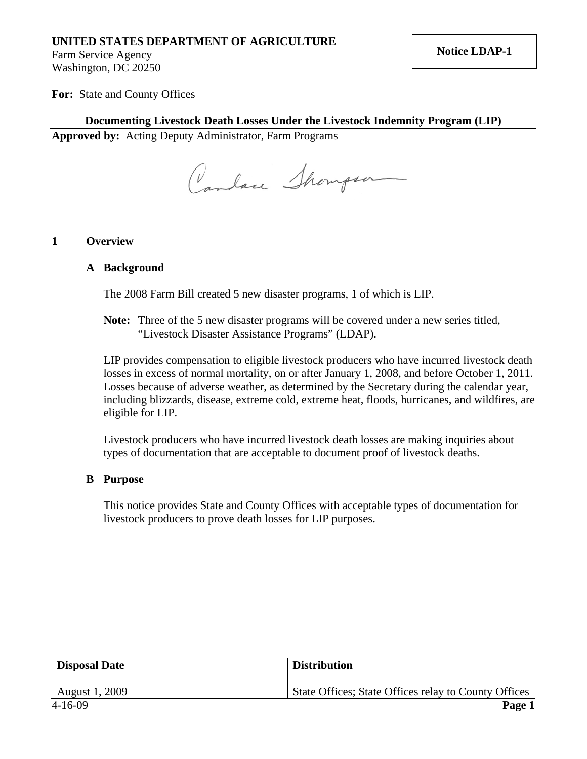**UNITED STATES DEPARTMENT OF AGRICULTURE**
Farm Service Agency
Washington, DC 20250

**Notice LDAP-1**

**For:** State and County Offices

**Documenting Livestock Death Losses Under the Livestock Indemnity Program (LIP)**

**Approved by:** Acting Deputy Administrator, Farm Programs

Candace Thompson

## 1 Overview

### A Background

The 2008 Farm Bill created 5 new disaster programs, 1 of which is LIP.

**Note:** Three of the 5 new disaster programs will be covered under a new series titled, "Livestock Disaster Assistance Programs" (LDAP).

LIP provides compensation to eligible livestock producers who have incurred livestock death losses in excess of normal mortality, on or after January 1, 2008, and before October 1, 2011. Losses because of adverse weather, as determined by the Secretary during the calendar year, including blizzards, disease, extreme cold, extreme heat, floods, hurricanes, and wildfires, are eligible for LIP.

Livestock producers who have incurred livestock death losses are making inquiries about types of documentation that are acceptable to document proof of livestock deaths.

### B Purpose

This notice provides State and County Offices with acceptable types of documentation for livestock producers to prove death losses for LIP purposes.

| Disposal Date | Distribution |
|---|---|
| August 1, 2009 | State Offices; State Offices relay to County Offices |

4-16-09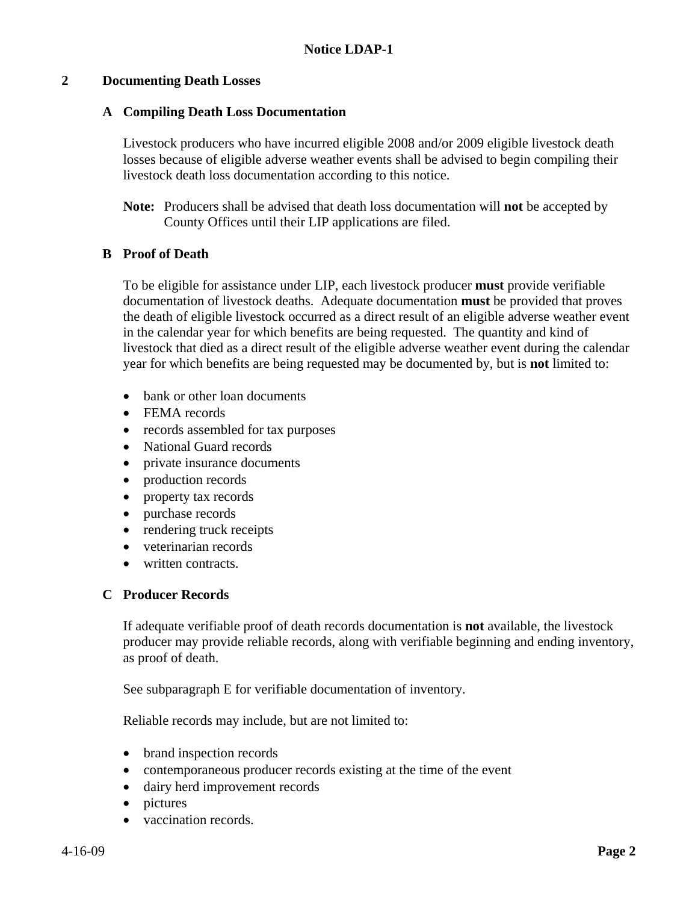## 2 Documenting Death Losses

### A Compiling Death Loss Documentation

Livestock producers who have incurred eligible 2008 and/or 2009 eligible livestock death losses because of eligible adverse weather events shall be advised to begin compiling their livestock death loss documentation according to this notice.

**Note:** Producers shall be advised that death loss documentation will **not** be accepted by County Offices until their LIP applications are filed.

### B Proof of Death

To be eligible for assistance under LIP, each livestock producer **must** provide verifiable documentation of livestock deaths. Adequate documentation **must** be provided that proves the death of eligible livestock occurred as a direct result of an eligible adverse weather event in the calendar year for which benefits are being requested. The quantity and kind of livestock that died as a direct result of the eligible adverse weather event during the calendar year for which benefits are being requested may be documented by, but is **not** limited to:

- bank or other loan documents
- FEMA records
- records assembled for tax purposes
- National Guard records
- private insurance documents
- production records
- property tax records
- purchase records
- rendering truck receipts
- veterinarian records
- written contracts.

### C Producer Records

If adequate verifiable proof of death records documentation is **not** available, the livestock producer may provide reliable records, along with verifiable beginning and ending inventory, as proof of death.

See subparagraph E for verifiable documentation of inventory.

Reliable records may include, but are not limited to:

- brand inspection records
- contemporaneous producer records existing at the time of the event
- dairy herd improvement records
- pictures
- vaccination records.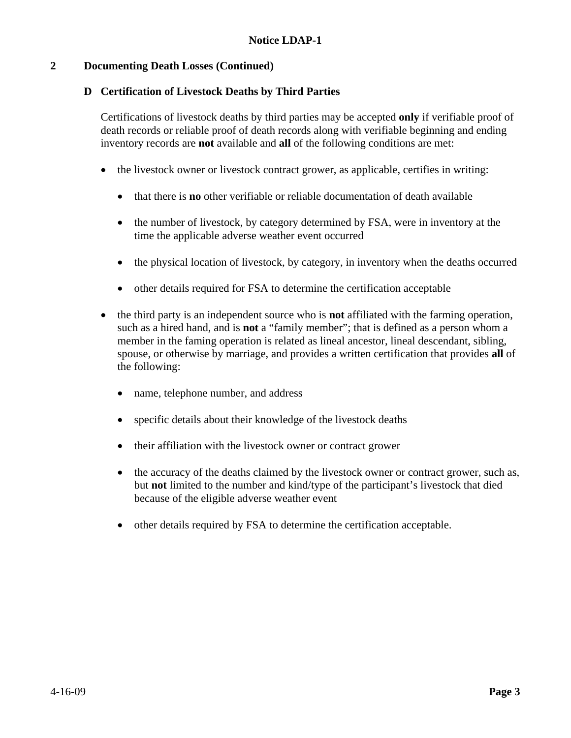## 2 Documenting Death Losses (Continued)

### D Certification of Livestock Deaths by Third Parties

Certifications of livestock deaths by third parties may be accepted **only** if verifiable proof of death records or reliable proof of death records along with verifiable beginning and ending inventory records are **not** available and **all** of the following conditions are met:

- the livestock owner or livestock contract grower, as applicable, certifies in writing:
  - that there is **no** other verifiable or reliable documentation of death available
  - the number of livestock, by category determined by FSA, were in inventory at the time the applicable adverse weather event occurred
  - the physical location of livestock, by category, in inventory when the deaths occurred
  - other details required for FSA to determine the certification acceptable
- the third party is an independent source who is **not** affiliated with the farming operation, such as a hired hand, and is **not** a "family member"; that is defined as a person whom a member in the faming operation is related as lineal ancestor, lineal descendant, sibling, spouse, or otherwise by marriage, and provides a written certification that provides **all** of the following:
  - name, telephone number, and address
  - specific details about their knowledge of the livestock deaths
  - their affiliation with the livestock owner or contract grower
  - the accuracy of the deaths claimed by the livestock owner or contract grower, such as, but **not** limited to the number and kind/type of the participant's livestock that died because of the eligible adverse weather event
  - other details required by FSA to determine the certification acceptable.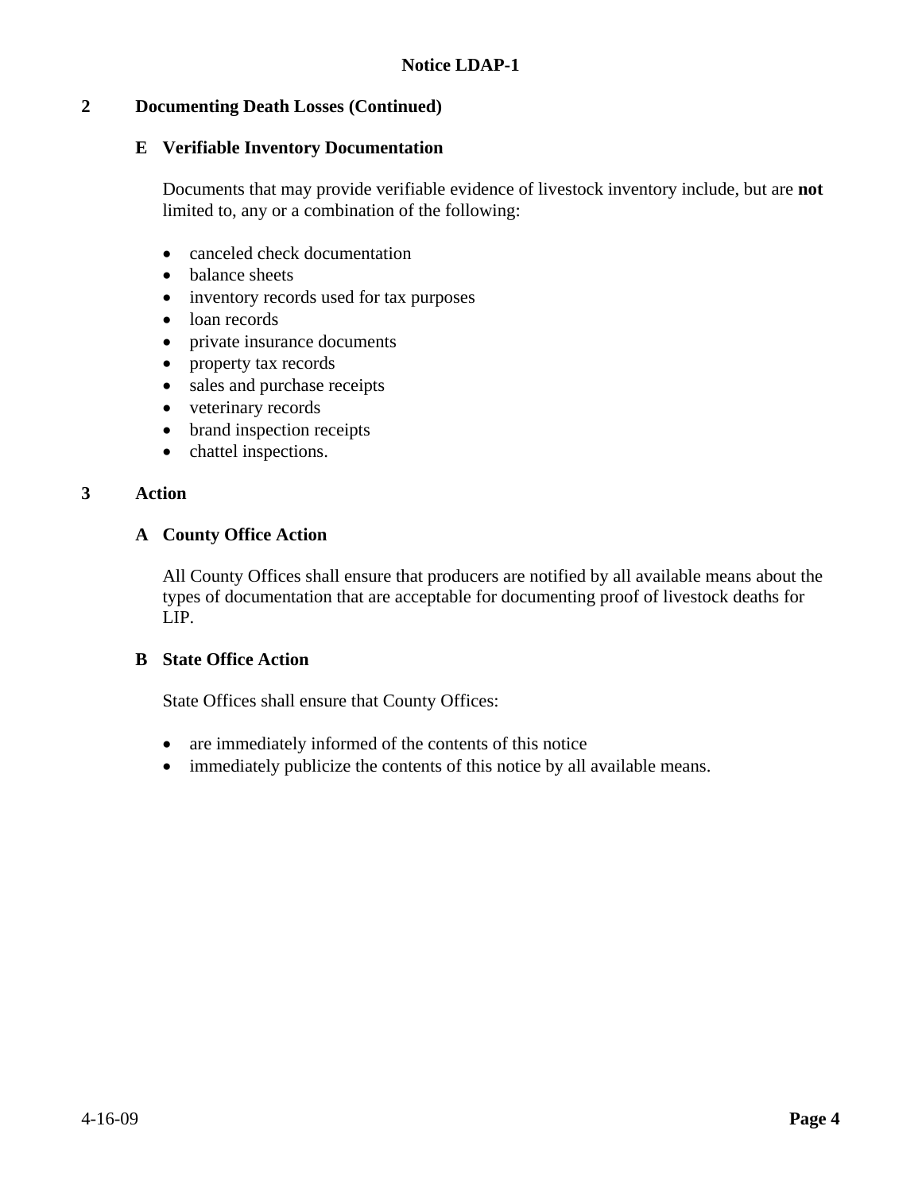## 2 Documenting Death Losses (Continued)

### E Verifiable Inventory Documentation

Documents that may provide verifiable evidence of livestock inventory include, but are **not** limited to, any or a combination of the following:

- canceled check documentation
- balance sheets
- inventory records used for tax purposes
- loan records
- private insurance documents
- property tax records
- sales and purchase receipts
- veterinary records
- brand inspection receipts
- chattel inspections.

## 3 Action

### A County Office Action

All County Offices shall ensure that producers are notified by all available means about the types of documentation that are acceptable for documenting proof of livestock deaths for LIP.

### B State Office Action

State Offices shall ensure that County Offices:

- are immediately informed of the contents of this notice
- immediately publicize the contents of this notice by all available means.